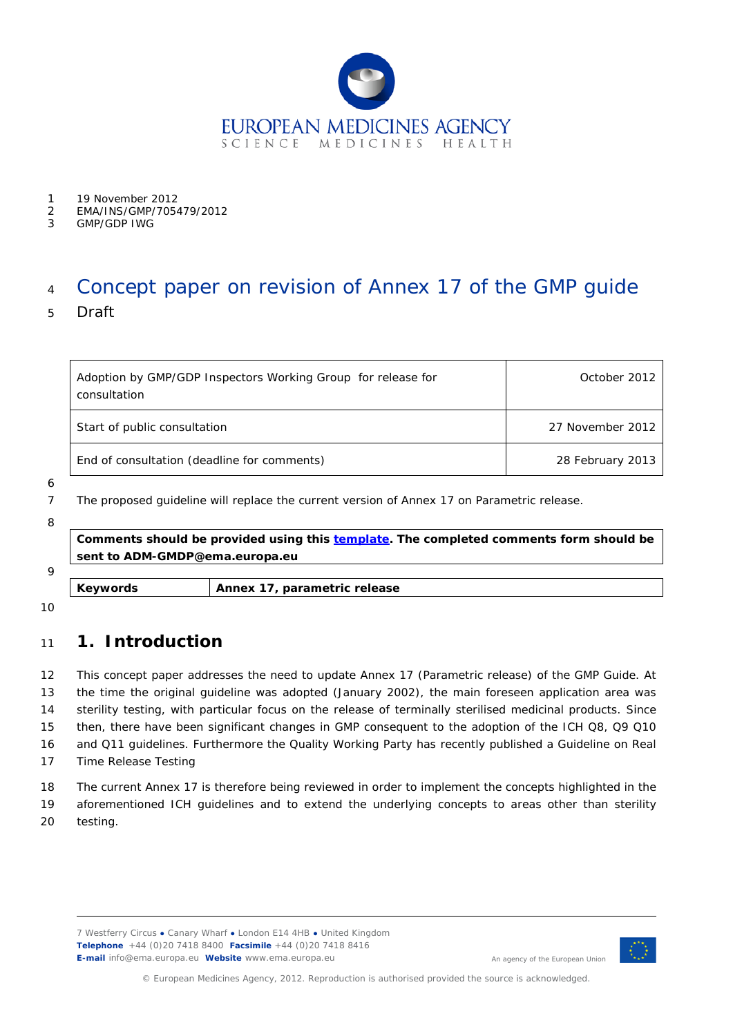19 November 2012
EMA/INS/GMP/705479/2012
GMP/GDP IWG

# Concept paper on revision of Annex 17 of the GMP guide

Draft

| Adoption by GMP/GDP Inspectors Working Group for release for consultation | October 2012 |
| --- | --- |
| Start of public consultation | 27 November 2012 |
| End of consultation (deadline for comments) | 28 February 2013 |

The proposed guideline will replace the current version of Annex 17 on Parametric release.

**Comments should be provided using this template. The completed comments form should be sent to ADM-GMDP@ema.europa.eu**

| **Keywords** | **Annex 17, parametric release** |
| --- | --- |

## 1. Introduction

This concept paper addresses the need to update Annex 17 (Parametric release) of the GMP Guide. At the time the original guideline was adopted (January 2002), the main foreseen application area was sterility testing, with particular focus on the release of terminally sterilised medicinal products. Since then, there have been significant changes in GMP consequent to the adoption of the ICH Q8, Q9 Q10 and Q11 guidelines. Furthermore the Quality Working Party has recently published a Guideline on Real Time Release Testing

The current Annex 17 is therefore being reviewed in order to implement the concepts highlighted in the aforementioned ICH guidelines and to extend the underlying concepts to areas other than sterility testing.

7 Westferry Circus ● Canary Wharf ● London E14 4HB ● United Kingdom
**Telephone** +44 (0)20 7418 8400 **Facsimile** +44 (0)20 7418 8416
**E-mail** info@ema.europa.eu **Website** www.ema.europa.eu

An agency of the European Union

© European Medicines Agency, 2012. Reproduction is authorised provided the source is acknowledged.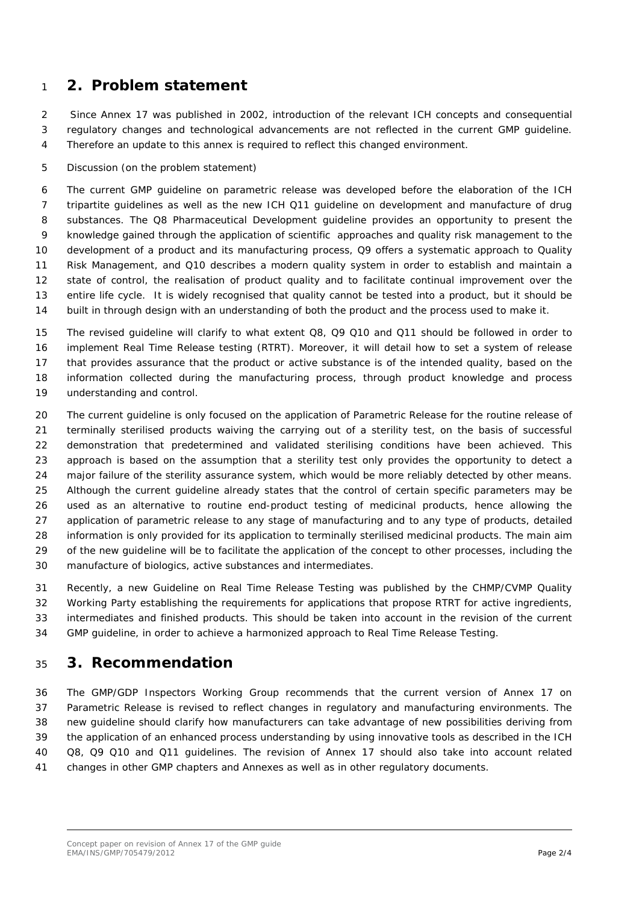## 2. Problem statement

Since Annex 17 was published in 2002, introduction of the relevant ICH concepts and consequential regulatory changes and technological advancements are not reflected in the current GMP guideline. Therefore an update to this annex is required to reflect this changed environment.

Discussion (on the problem statement)

The current GMP guideline on parametric release was developed before the elaboration of the ICH tripartite guidelines as well as the new ICH Q11 guideline on development and manufacture of drug substances. The Q8 Pharmaceutical Development guideline provides an opportunity to present the knowledge gained through the application of scientific approaches and quality risk management to the development of a product and its manufacturing process, Q9 offers a systematic approach to Quality Risk Management, and Q10 describes a modern quality system in order to establish and maintain a state of control, the realisation of product quality and to facilitate continual improvement over the entire life cycle. It is widely recognised that quality cannot be tested into a product, but it should be built in through design with an understanding of both the product and the process used to make it.

The revised guideline will clarify to what extent Q8, Q9 Q10 and Q11 should be followed in order to implement Real Time Release testing (RTRT). Moreover, it will detail how to set a system of release that provides assurance that the product or active substance is of the intended quality, based on the information collected during the manufacturing process, through product knowledge and process understanding and control.

The current guideline is only focused on the application of Parametric Release for the routine release of terminally sterilised products waiving the carrying out of a sterility test, on the basis of successful demonstration that predetermined and validated sterilising conditions have been achieved. This approach is based on the assumption that a sterility test only provides the opportunity to detect a major failure of the sterility assurance system, which would be more reliably detected by other means. Although the current guideline already states that the control of certain specific parameters may be used as an alternative to routine end-product testing of medicinal products, hence allowing the application of parametric release to any stage of manufacturing and to any type of products, detailed information is only provided for its application to terminally sterilised medicinal products. The main aim of the new guideline will be to facilitate the application of the concept to other processes, including the manufacture of biologics, active substances and intermediates.

Recently, a new Guideline on Real Time Release Testing was published by the CHMP/CVMP Quality Working Party establishing the requirements for applications that propose RTRT for active ingredients, intermediates and finished products. This should be taken into account in the revision of the current GMP guideline, in order to achieve a harmonized approach to Real Time Release Testing.

## 3. Recommendation

The GMP/GDP Inspectors Working Group recommends that the current version of Annex 17 on Parametric Release is revised to reflect changes in regulatory and manufacturing environments. The new guideline should clarify how manufacturers can take advantage of new possibilities deriving from the application of an enhanced process understanding by using innovative tools as described in the ICH Q8, Q9 Q10 and Q11 guidelines. The revision of Annex 17 should also take into account related changes in other GMP chapters and Annexes as well as in other regulatory documents.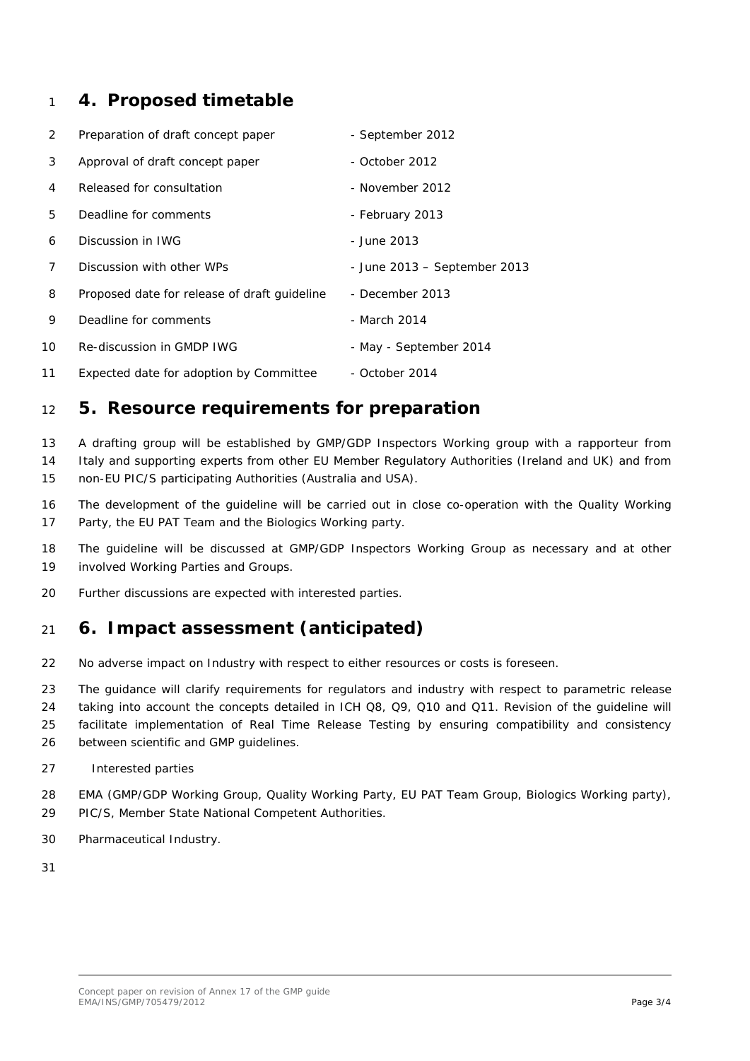## 4. Proposed timetable

| | |
|---|---|
| Preparation of draft concept paper | - September 2012 |
| Approval of draft concept paper | - October 2012 |
| Released for consultation | - November 2012 |
| Deadline for comments | - February 2013 |
| Discussion in IWG | - June 2013 |
| Discussion with other WPs | - June 2013 – September 2013 |
| Proposed date for release of draft guideline | - December 2013 |
| Deadline for comments | - March 2014 |
| Re-discussion in GMDP IWG | - May - September 2014 |
| Expected date for adoption by Committee | - October 2014 |

## 5. Resource requirements for preparation

A drafting group will be established by GMP/GDP Inspectors Working group with a rapporteur from Italy and supporting experts from other EU Member Regulatory Authorities (Ireland and UK) and from non-EU PIC/S participating Authorities (Australia and USA).

The development of the guideline will be carried out in close co-operation with the Quality Working Party, the EU PAT Team and the Biologics Working party.

The guideline will be discussed at GMP/GDP Inspectors Working Group as necessary and at other involved Working Parties and Groups.

Further discussions are expected with interested parties.

## 6. Impact assessment (anticipated)

No adverse impact on Industry with respect to either resources or costs is foreseen.

The guidance will clarify requirements for regulators and industry with respect to parametric release taking into account the concepts detailed in ICH Q8, Q9, Q10 and Q11. Revision of the guideline will facilitate implementation of Real Time Release Testing by ensuring compatibility and consistency between scientific and GMP guidelines.

Interested parties

EMA (GMP/GDP Working Group, Quality Working Party, EU PAT Team Group, Biologics Working party), PIC/S, Member State National Competent Authorities.

Pharmaceutical Industry.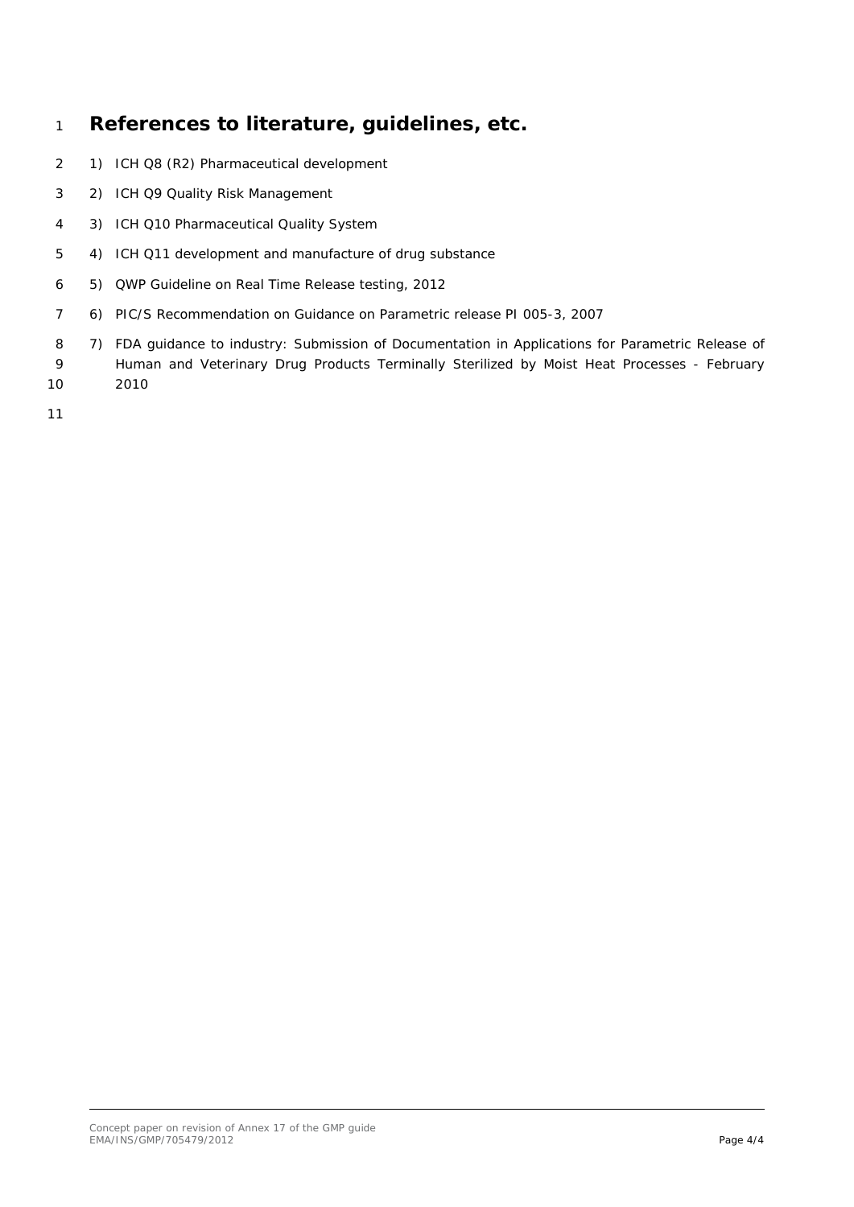# References to literature, guidelines, etc.

1) ICH Q8 (R2) Pharmaceutical development
2) ICH Q9 Quality Risk Management
3) ICH Q10 Pharmaceutical Quality System
4) ICH Q11 development and manufacture of drug substance
5) QWP Guideline on Real Time Release testing, 2012
6) PIC/S Recommendation on Guidance on Parametric release PI 005-3, 2007
7) FDA guidance to industry: Submission of Documentation in Applications for Parametric Release of Human and Veterinary Drug Products Terminally Sterilized by Moist Heat Processes - February 2010